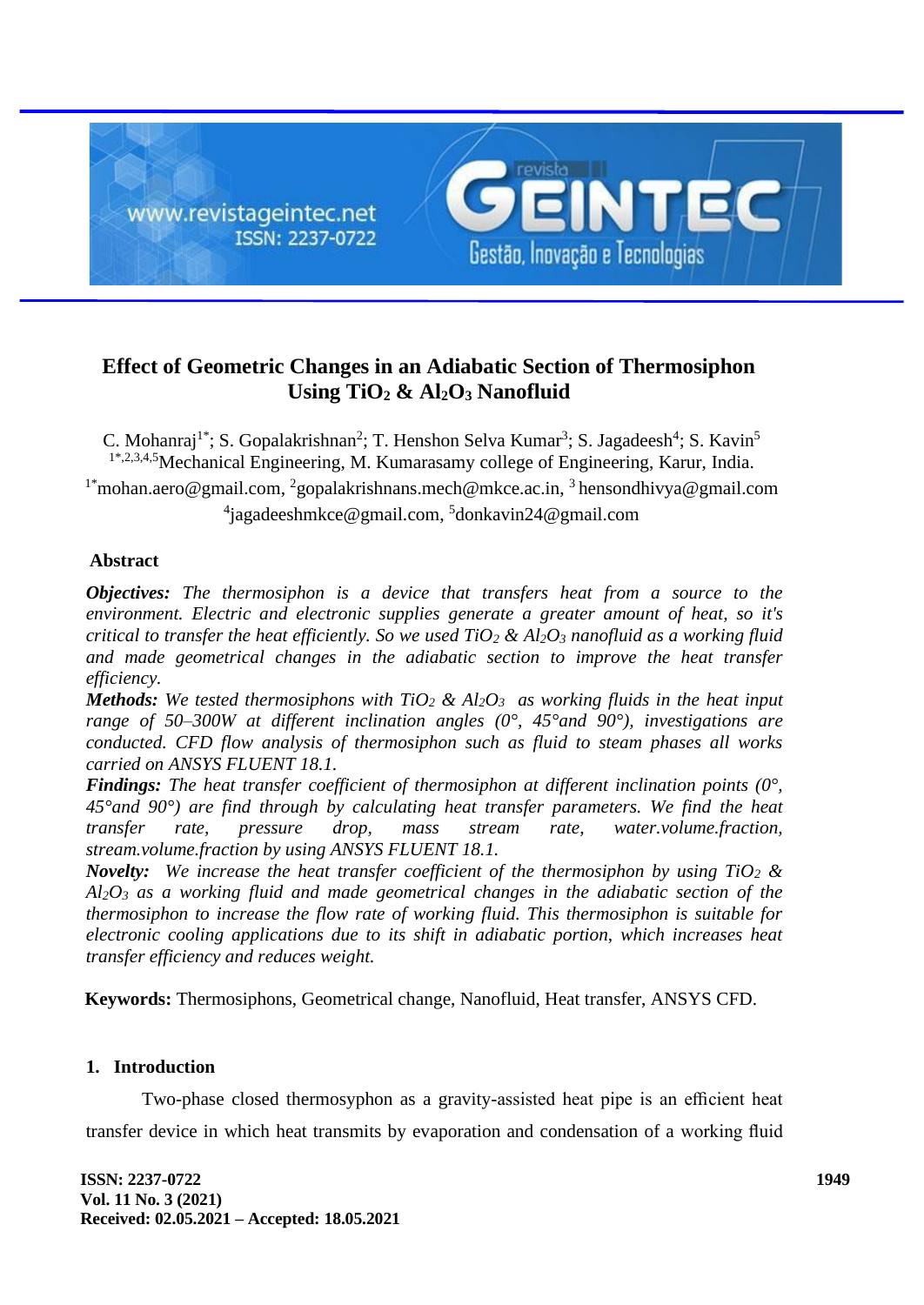# Effect of Geometric Changes in an Adiabatic Section of Thermosiphon Using $TiO_2$ & $Al_2O_3$ Nanofluid

C. Mohanraj[1*]; S. Gopalakrishnan[2]; T. Henshon Selva Kumar[3]; S. Jagadeesh[4]; S. Kavin[5]

[1*,2,3,4,5]Mechanical Engineering, M. Kumarasamy college of Engineering, Karur, India.

[1*]mohan.aero@gmail.com, [2]gopalakrishnans.mech@mkce.ac.in, [3]hensondhivya@gmail.com

[4]jagadeeshmkce@gmail.com, [5]donkavin24@gmail.com

## Abstract

***Objectives:*** *The thermosiphon is a device that transfers heat from a source to the environment. Electric and electronic supplies generate a greater amount of heat, so it's critical to transfer the heat efficiently. So we used $TiO_2$ & $Al_2O_3$ nanofluid as a working fluid and made geometrical changes in the adiabatic section to improve the heat transfer efficiency.*

***Methods:*** *We tested thermosiphons with $TiO_2$ & $Al_2O_3$ as working fluids in the heat input range of 50–300W at different inclination angles (0°, 45°and 90°), investigations are conducted. CFD flow analysis of thermosiphon such as fluid to steam phases all works carried on ANSYS FLUENT 18.1.*

***Findings:*** *The heat transfer coefficient of thermosiphon at different inclination points (0°, 45°and 90°) are find through by calculating heat transfer parameters. We find the heat transfer rate, pressure drop, mass stream rate, water.volume.fraction, stream.volume.fraction by using ANSYS FLUENT 18.1.*

***Novelty:*** *We increase the heat transfer coefficient of the thermosiphon by using $TiO_2$ & $Al_2O_3$ as a working fluid and made geometrical changes in the adiabatic section of the thermosiphon to increase the flow rate of working fluid. This thermosiphon is suitable for electronic cooling applications due to its shift in adiabatic portion, which increases heat transfer efficiency and reduces weight.*

**Keywords:** Thermosiphons, Geometrical change, Nanofluid, Heat transfer, ANSYS CFD.

## 1. Introduction

Two-phase closed thermosyphon as a gravity-assisted heat pipe is an efficient heat transfer device in which heat transmits by evaporation and condensation of a working fluid

**Received: 02.05.2021 – Accepted: 18.05.2021**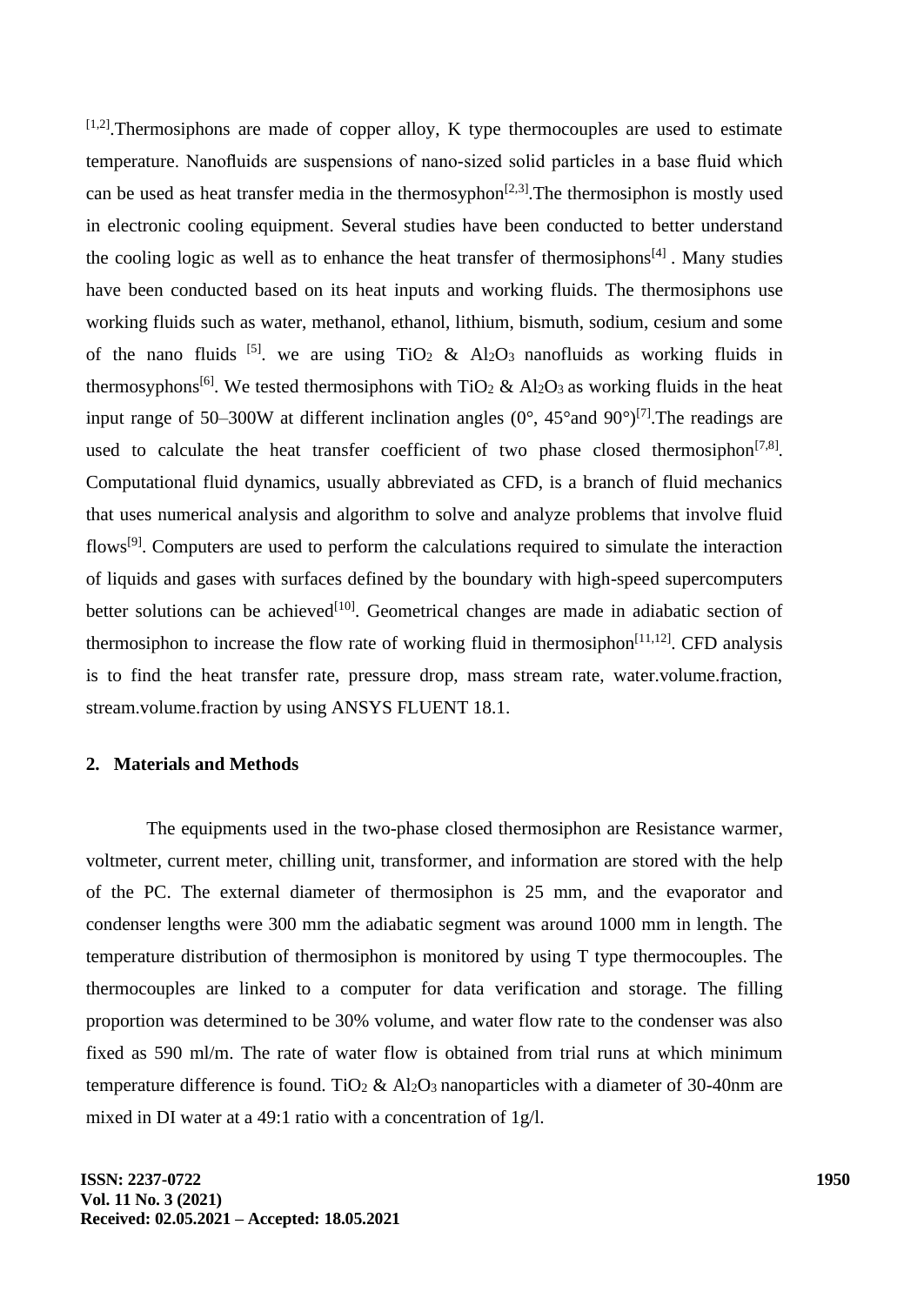[1,2].Thermosiphons are made of copper alloy, K type thermocouples are used to estimate temperature. Nanofluids are suspensions of nano-sized solid particles in a base fluid which can be used as heat transfer media in the thermosyphon[2,3].The thermosiphon is mostly used in electronic cooling equipment. Several studies have been conducted to better understand the cooling logic as well as to enhance the heat transfer of thermosiphons[4] . Many studies have been conducted based on its heat inputs and working fluids. The thermosiphons use working fluids such as water, methanol, ethanol, lithium, bismuth, sodium, cesium and some of the nano fluids [5]. we are using $TiO_2$ & $Al_2O_3$ nanofluids as working fluids in thermosyphons[6]. We tested thermosiphons with $TiO_2$ & $Al_2O_3$ as working fluids in the heat input range of 50–300W at different inclination angles (0°, 45°and 90°)[7].The readings are used to calculate the heat transfer coefficient of two phase closed thermosiphon[7,8]. Computational fluid dynamics, usually abbreviated as CFD, is a branch of fluid mechanics that uses numerical analysis and algorithm to solve and analyze problems that involve fluid flows[9]. Computers are used to perform the calculations required to simulate the interaction of liquids and gases with surfaces defined by the boundary with high-speed supercomputers better solutions can be achieved[10]. Geometrical changes are made in adiabatic section of thermosiphon to increase the flow rate of working fluid in thermosiphon[11,12]. CFD analysis is to find the heat transfer rate, pressure drop, mass stream rate, water.volume.fraction, stream.volume.fraction by using ANSYS FLUENT 18.1.

## 2. Materials and Methods

The equipments used in the two-phase closed thermosiphon are Resistance warmer, voltmeter, current meter, chilling unit, transformer, and information are stored with the help of the PC. The external diameter of thermosiphon is 25 mm, and the evaporator and condenser lengths were 300 mm the adiabatic segment was around 1000 mm in length. The temperature distribution of thermosiphon is monitored by using T type thermocouples. The thermocouples are linked to a computer for data verification and storage. The filling proportion was determined to be 30% volume, and water flow rate to the condenser was also fixed as 590 ml/m. The rate of water flow is obtained from trial runs at which minimum temperature difference is found. $TiO_2$ & $Al_2O_3$ nanoparticles with a diameter of 30-40nm are mixed in DI water at a 49:1 ratio with a concentration of 1g/l.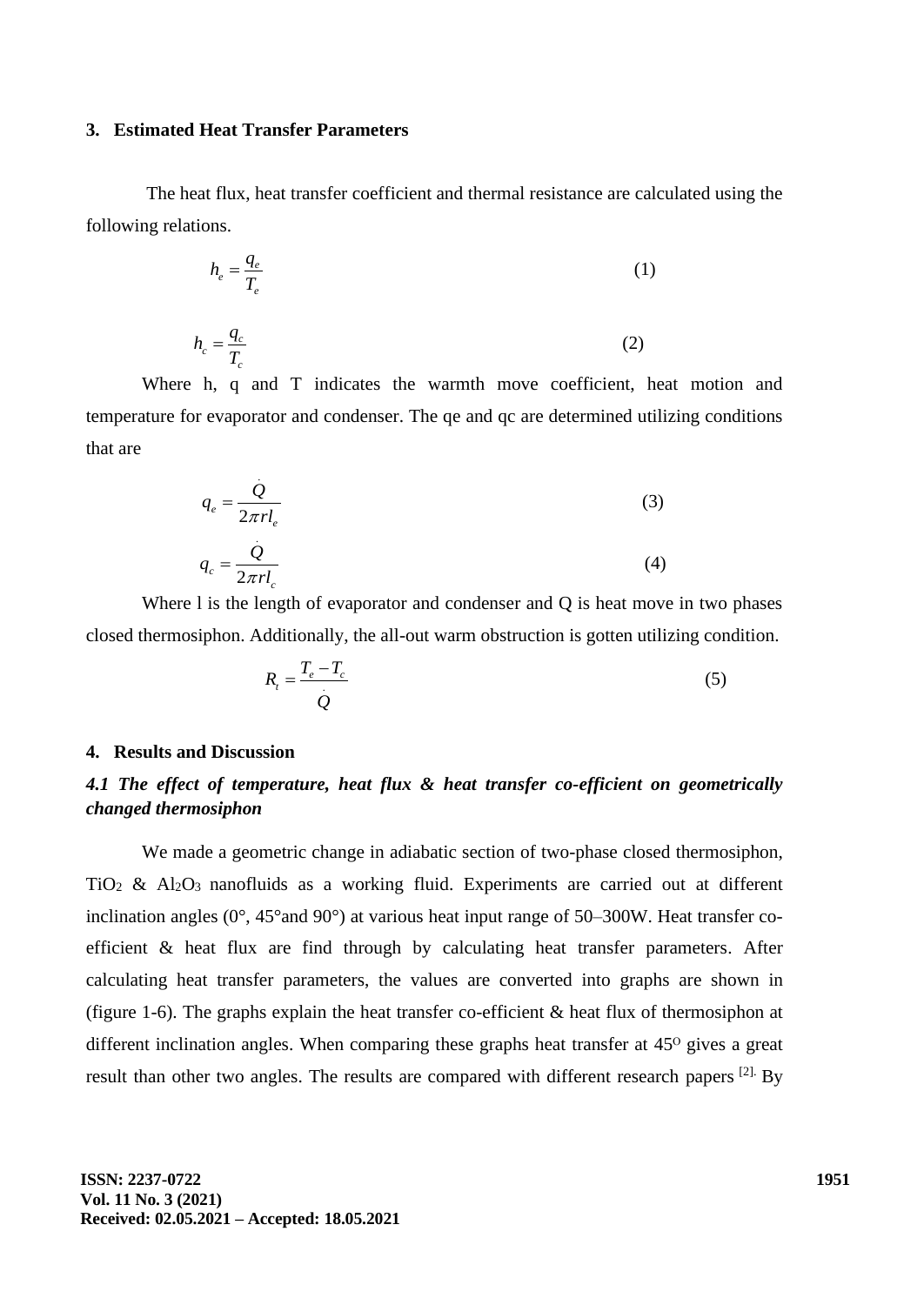## 3. Estimated Heat Transfer Parameters

The heat flux, heat transfer coefficient and thermal resistance are calculated using the following relations.

$$h_e = \frac{q_e}{T_e} \quad (1)$$

$$h_c = \frac{q_c}{T_c} \quad (2)$$

Where h, q and T indicates the warmth move coefficient, heat motion and temperature for evaporator and condenser. The qe and qc are determined utilizing conditions that are

$$q_e = \frac{\dot{Q}}{2\pi r l_e} \quad (3)$$

$$q_c = \frac{\dot{Q}}{2\pi r l_c} \quad (4)$$

Where l is the length of evaporator and condenser and Q is heat move in two phases closed thermosiphon. Additionally, the all-out warm obstruction is gotten utilizing condition.

$$R_t = \frac{T_e - T_c}{\dot{Q}} \quad (5)$$

## 4. Results and Discussion

### *4.1 The effect of temperature, heat flux & heat transfer co-efficient on geometrically changed thermosiphon*

We made a geometric change in adiabatic section of two-phase closed thermosiphon, $TiO_2$ & $Al_2O_3$ nanofluids as a working fluid. Experiments are carried out at different inclination angles (0°, 45°and 90°) at various heat input range of 50–300W. Heat transfer co-efficient & heat flux are find through by calculating heat transfer parameters. After calculating heat transfer parameters, the values are converted into graphs are shown in (figure 1-6). The graphs explain the heat transfer co-efficient & heat flux of thermosiphon at different inclination angles. When comparing these graphs heat transfer at 45$^{O}$ gives a great result than other two angles. The results are compared with different research papers [2]. By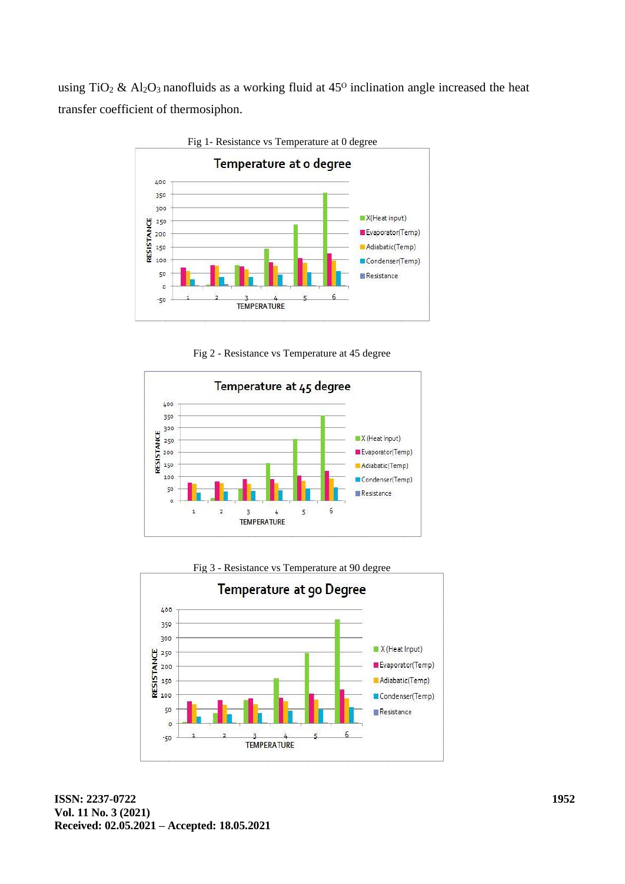using $TiO_2$ & $Al_2O_3$ nanofluids as a working fluid at $45^O$ inclination angle increased the heat transfer coefficient of thermosiphon.

Fig 1- Resistance vs Temperature at 0 degree

Fig 2 - Resistance vs Temperature at 45 degree

Fig 3 - Resistance vs Temperature at 90 degree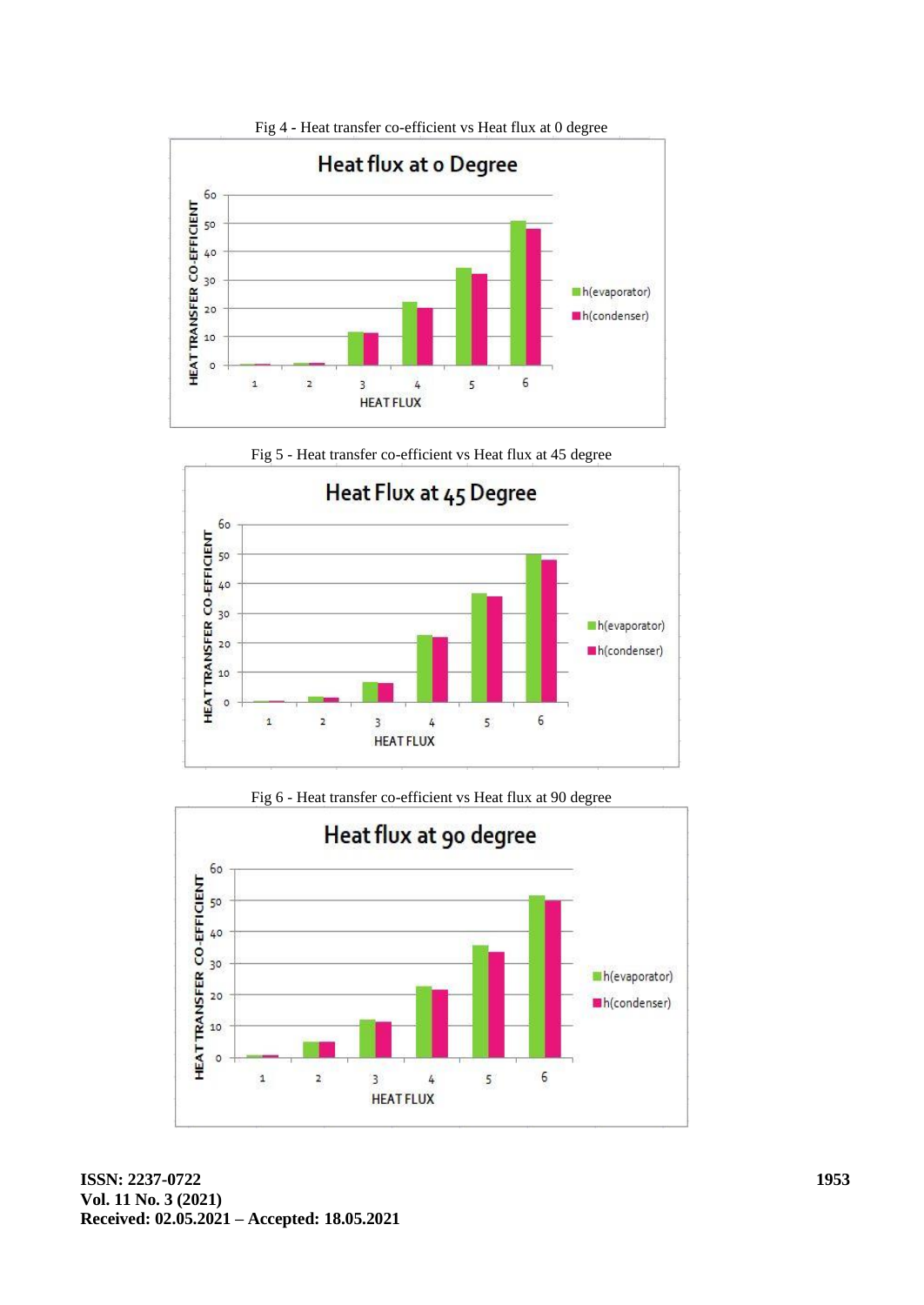Fig 4 - Heat transfer co-efficient vs Heat flux at 0 degree

Fig 5 - Heat transfer co-efficient vs Heat flux at 45 degree

Fig 6 - Heat transfer co-efficient vs Heat flux at 90 degree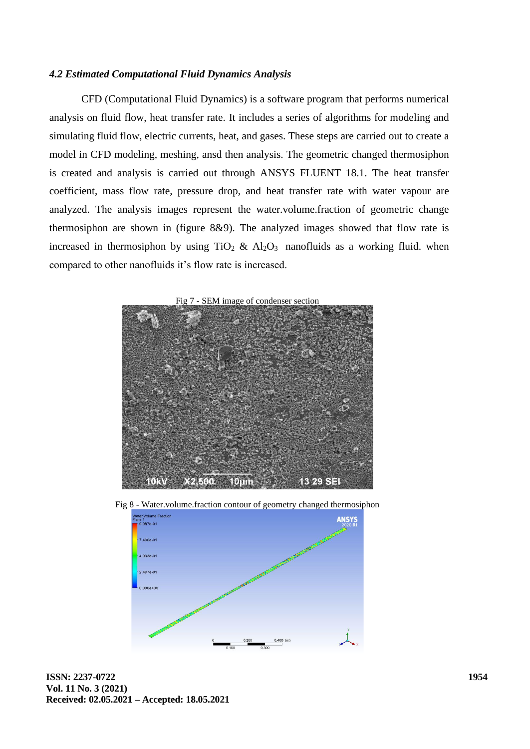### *4.2 Estimated Computational Fluid Dynamics Analysis*

CFD (Computational Fluid Dynamics) is a software program that performs numerical analysis on fluid flow, heat transfer rate. It includes a series of algorithms for modeling and simulating fluid flow, electric currents, heat, and gases. These steps are carried out to create a model in CFD modeling, meshing, ansd then analysis. The geometric changed thermosiphon is created and analysis is carried out through ANSYS FLUENT 18.1. The heat transfer coefficient, mass flow rate, pressure drop, and heat transfer rate with water vapour are analyzed. The analysis images represent the water.volume.fraction of geometric change thermosiphon are shown in (figure 8&9). The analyzed images showed that flow rate is increased in thermosiphon by using $TiO_2$ & $Al_2O_3$ nanofluids as a working fluid. when compared to other nanofluids it's flow rate is increased.

Fig 7 - SEM image of condenser section

Fig 8 - Water.volume.fraction contour of geometry changed thermosiphon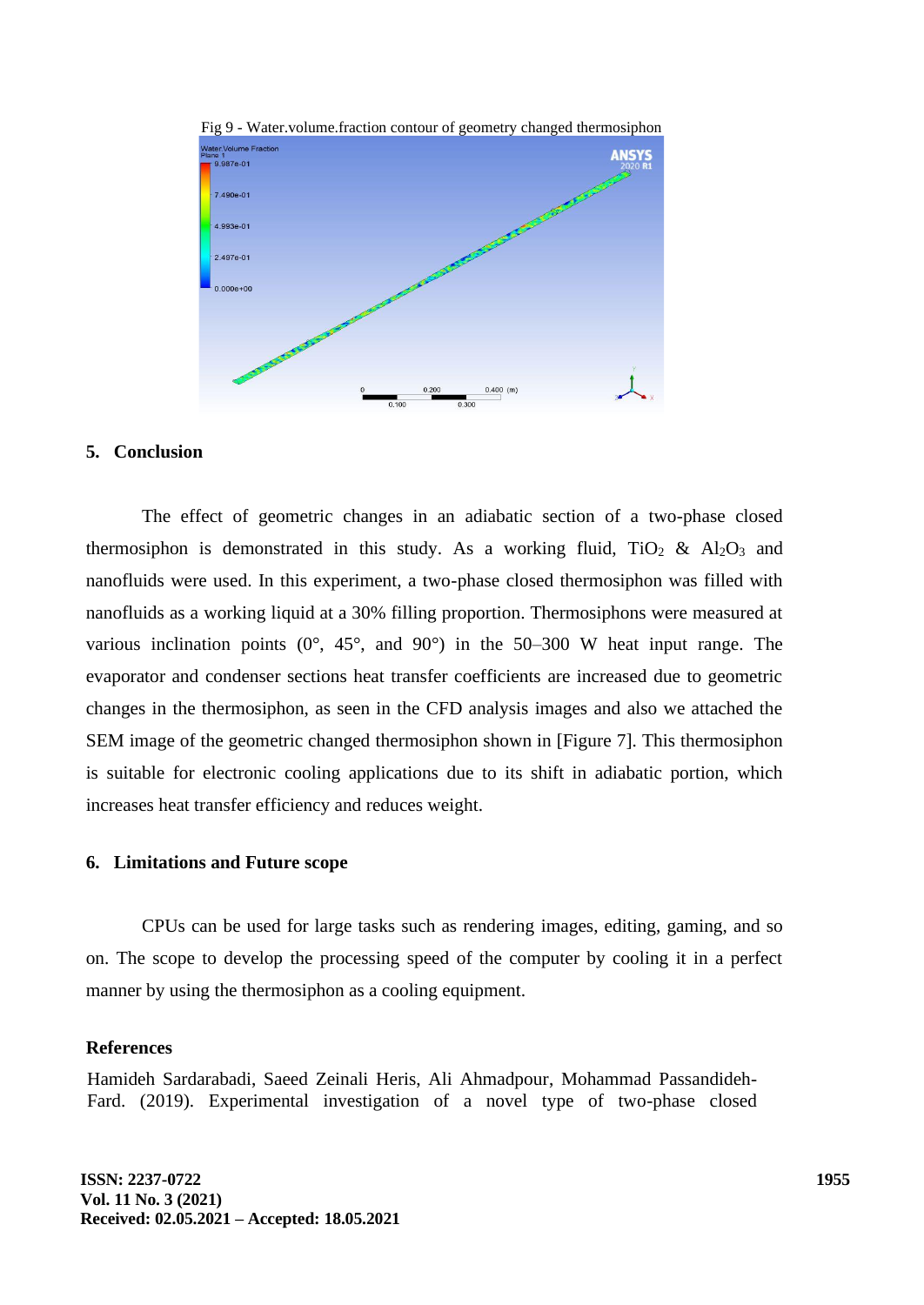Fig 9 - Water.volume.fraction contour of geometry changed thermosiphon

## 5. Conclusion

The effect of geometric changes in an adiabatic section of a two-phase closed thermosiphon is demonstrated in this study. As a working fluid, $TiO_2$ & $Al_2O_3$ and nanofluids were used. In this experiment, a two-phase closed thermosiphon was filled with nanofluids as a working liquid at a 30% filling proportion. Thermosiphons were measured at various inclination points (0°, 45°, and 90°) in the 50–300 W heat input range. The evaporator and condenser sections heat transfer coefficients are increased due to geometric changes in the thermosiphon, as seen in the CFD analysis images and also we attached the SEM image of the geometric changed thermosiphon shown in [Figure 7]. This thermosiphon is suitable for electronic cooling applications due to its shift in adiabatic portion, which increases heat transfer efficiency and reduces weight.

## 6. Limitations and Future scope

CPUs can be used for large tasks such as rendering images, editing, gaming, and so on. The scope to develop the processing speed of the computer by cooling it in a perfect manner by using the thermosiphon as a cooling equipment.

## References

Hamideh Sardarabadi, Saeed Zeinali Heris, Ali Ahmadpour, Mohammad Passandideh-Fard. (2019). Experimental investigation of a novel type of two-phase closed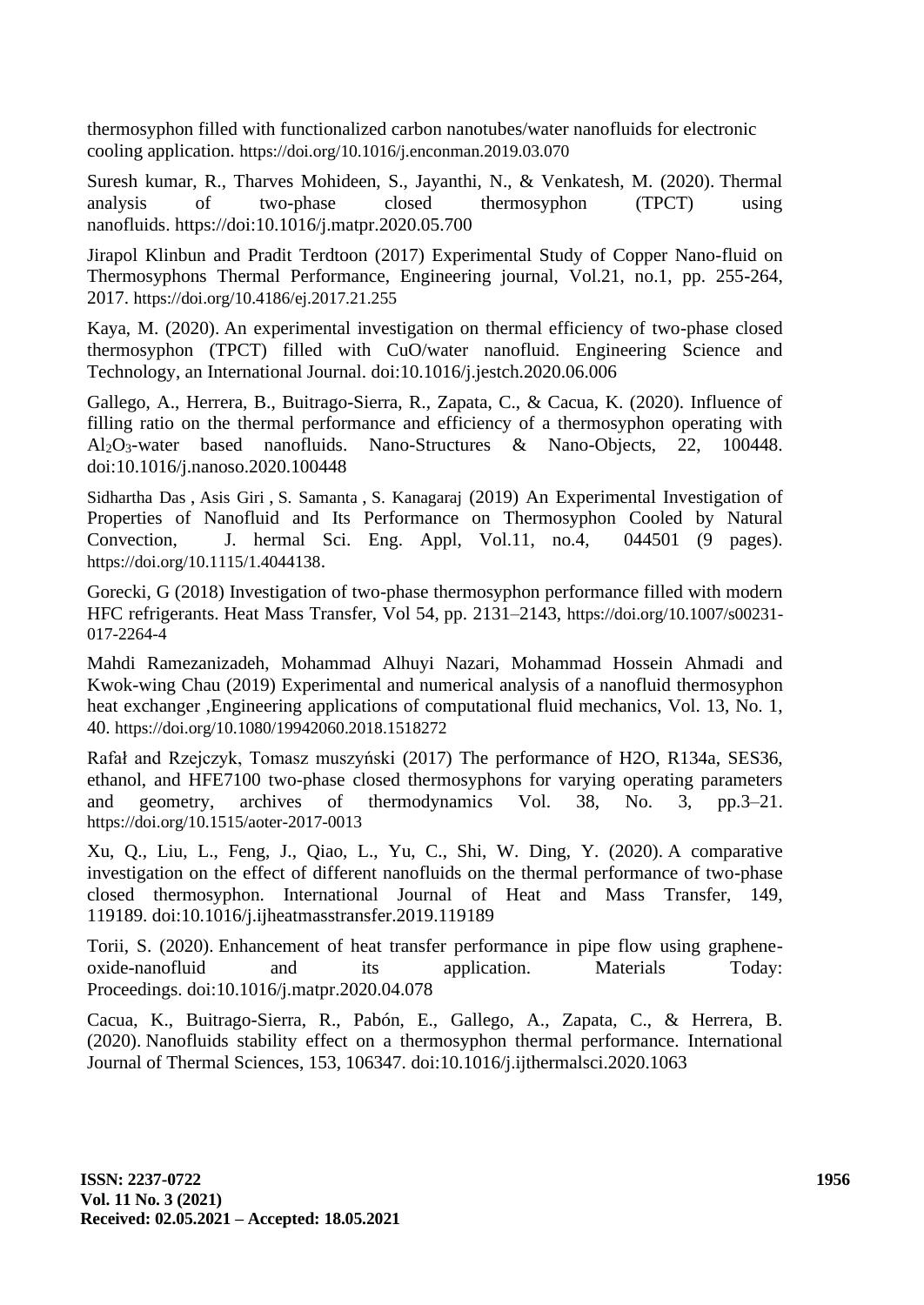thermosyphon filled with functionalized carbon nanotubes/water nanofluids for electronic cooling application. https://doi.org/10.1016/j.enconman.2019.03.070

Suresh kumar, R., Tharves Mohideen, S., Jayanthi, N., & Venkatesh, M. (2020). Thermal analysis of two-phase closed thermosyphon (TPCT) using nanofluids. https://doi:10.1016/j.matpr.2020.05.700

Jirapol Klinbun and Pradit Terdtoon (2017) Experimental Study of Copper Nano-fluid on Thermosyphons Thermal Performance, Engineering journal, Vol.21, no.1, pp. 255-264, 2017. https://doi.org/10.4186/ej.2017.21.255

Kaya, M. (2020). An experimental investigation on thermal efficiency of two-phase closed thermosyphon (TPCT) filled with CuO/water nanofluid. Engineering Science and Technology, an International Journal. doi:10.1016/j.jestch.2020.06.006

Gallego, A., Herrera, B., Buitrago-Sierra, R., Zapata, C., & Cacua, K. (2020). Influence of filling ratio on the thermal performance and efficiency of a thermosyphon operating with $Al_2O_3$-water based nanofluids. Nano-Structures & Nano-Objects, 22, 100448. doi:10.1016/j.nanoso.2020.100448

Sidhartha Das , Asis Giri , S. Samanta , S. Kanagaraj (2019) An Experimental Investigation of Properties of Nanofluid and Its Performance on Thermosyphon Cooled by Natural Convection, J. hermal Sci. Eng. Appl, Vol.11, no.4, 044501 (9 pages). https://doi.org/10.1115/1.4044138.

Gorecki, G (2018) Investigation of two-phase thermosyphon performance filled with modern HFC refrigerants. Heat Mass Transfer, Vol 54, pp. 2131–2143, https://doi.org/10.1007/s00231-017-2264-4

Mahdi Ramezanizadeh, Mohammad Alhuyi Nazari, Mohammad Hossein Ahmadi and Kwok-wing Chau (2019) Experimental and numerical analysis of a nanofluid thermosyphon heat exchanger ,Engineering applications of computational fluid mechanics, Vol. 13, No. 1, 40. https://doi.org/10.1080/19942060.2018.1518272

Rafał and Rzejczyk, Tomasz muszyński (2017) The performance of H2O, R134a, SES36, ethanol, and HFE7100 two-phase closed thermosyphons for varying operating parameters and geometry, archives of thermodynamics Vol. 38, No. 3, pp.3–21. https://doi.org/10.1515/aoter-2017-0013

Xu, Q., Liu, L., Feng, J., Qiao, L., Yu, C., Shi, W. Ding, Y. (2020). A comparative investigation on the effect of different nanofluids on the thermal performance of two-phase closed thermosyphon. International Journal of Heat and Mass Transfer, 149, 119189. doi:10.1016/j.ijheatmasstransfer.2019.119189

Torii, S. (2020). Enhancement of heat transfer performance in pipe flow using graphene-oxide-nanofluid and its application. Materials Today: Proceedings. doi:10.1016/j.matpr.2020.04.078

Cacua, K., Buitrago-Sierra, R., Pabón, E., Gallego, A., Zapata, C., & Herrera, B. (2020). Nanofluids stability effect on a thermosyphon thermal performance. International Journal of Thermal Sciences, 153, 106347. doi:10.1016/j.ijthermalsci.2020.1063